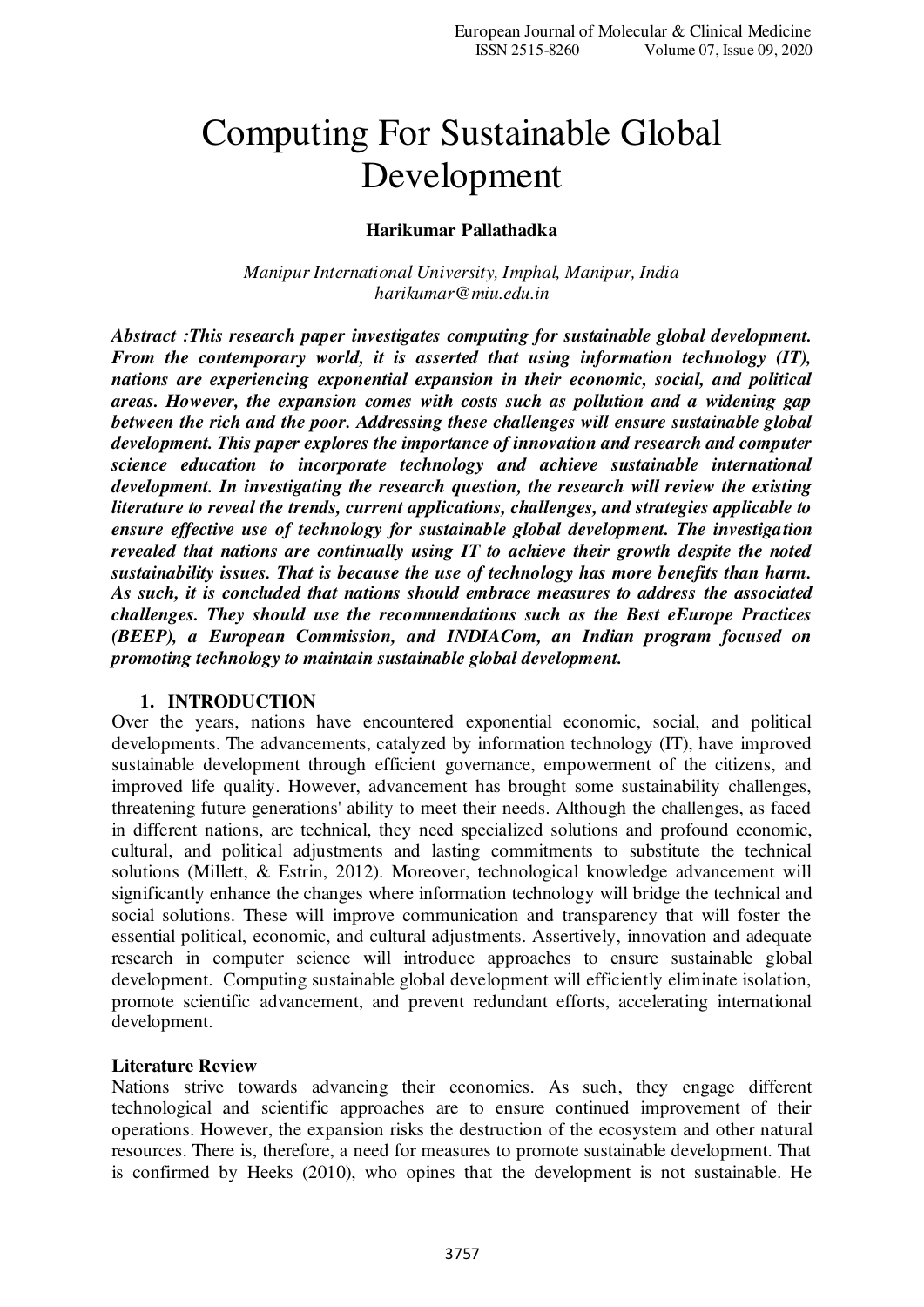# Computing For Sustainable Global Development

**Harikumar Pallathadka**

*Manipur International University, Imphal, Manipur, India*
*harikumar@miu.edu.in*

***Abstract :This research paper investigates computing for sustainable global development. From the contemporary world, it is asserted that using information technology (IT), nations are experiencing exponential expansion in their economic, social, and political areas. However, the expansion comes with costs such as pollution and a widening gap between the rich and the poor. Addressing these challenges will ensure sustainable global development. This paper explores the importance of innovation and research and computer science education to incorporate technology and achieve sustainable international development. In investigating the research question, the research will review the existing literature to reveal the trends, current applications, challenges, and strategies applicable to ensure effective use of technology for sustainable global development. The investigation revealed that nations are continually using IT to achieve their growth despite the noted sustainability issues. That is because the use of technology has more benefits than harm. As such, it is concluded that nations should embrace measures to address the associated challenges. They should use the recommendations such as the Best eEurope Practices (BEEP), a European Commission, and INDIACom, an Indian program focused on promoting technology to maintain sustainable global development.***

## 1. INTRODUCTION

Over the years, nations have encountered exponential economic, social, and political developments. The advancements, catalyzed by information technology (IT), have improved sustainable development through efficient governance, empowerment of the citizens, and improved life quality. However, advancement has brought some sustainability challenges, threatening future generations' ability to meet their needs. Although the challenges, as faced in different nations, are technical, they need specialized solutions and profound economic, cultural, and political adjustments and lasting commitments to substitute the technical solutions (Millett, & Estrin, 2012). Moreover, technological knowledge advancement will significantly enhance the changes where information technology will bridge the technical and social solutions. These will improve communication and transparency that will foster the essential political, economic, and cultural adjustments. Assertively, innovation and adequate research in computer science will introduce approaches to ensure sustainable global development. Computing sustainable global development will efficiently eliminate isolation, promote scientific advancement, and prevent redundant efforts, accelerating international development.

### Literature Review

Nations strive towards advancing their economies. As such, they engage different technological and scientific approaches are to ensure continued improvement of their operations. However, the expansion risks the destruction of the ecosystem and other natural resources. There is, therefore, a need for measures to promote sustainable development. That is confirmed by Heeks (2010), who opines that the development is not sustainable. He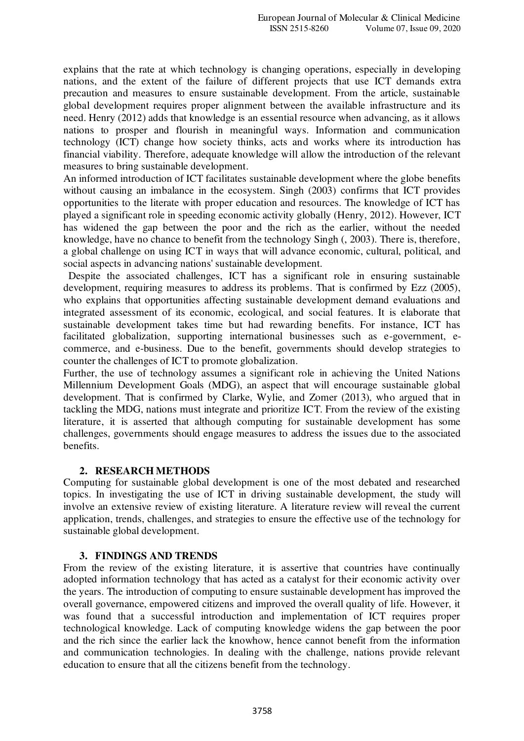explains that the rate at which technology is changing operations, especially in developing nations, and the extent of the failure of different projects that use ICT demands extra precaution and measures to ensure sustainable development. From the article, sustainable global development requires proper alignment between the available infrastructure and its need. Henry (2012) adds that knowledge is an essential resource when advancing, as it allows nations to prosper and flourish in meaningful ways. Information and communication technology (ICT) change how society thinks, acts and works where its introduction has financial viability. Therefore, adequate knowledge will allow the introduction of the relevant measures to bring sustainable development.

An informed introduction of ICT facilitates sustainable development where the globe benefits without causing an imbalance in the ecosystem. Singh (2003) confirms that ICT provides opportunities to the literate with proper education and resources. The knowledge of ICT has played a significant role in speeding economic activity globally (Henry, 2012). However, ICT has widened the gap between the poor and the rich as the earlier, without the needed knowledge, have no chance to benefit from the technology Singh (, 2003). There is, therefore, a global challenge on using ICT in ways that will advance economic, cultural, political, and social aspects in advancing nations' sustainable development.

Despite the associated challenges, ICT has a significant role in ensuring sustainable development, requiring measures to address its problems. That is confirmed by Ezz (2005), who explains that opportunities affecting sustainable development demand evaluations and integrated assessment of its economic, ecological, and social features. It is elaborate that sustainable development takes time but had rewarding benefits. For instance, ICT has facilitated globalization, supporting international businesses such as e-government, e-commerce, and e-business. Due to the benefit, governments should develop strategies to counter the challenges of ICT to promote globalization.

Further, the use of technology assumes a significant role in achieving the United Nations Millennium Development Goals (MDG), an aspect that will encourage sustainable global development. That is confirmed by Clarke, Wylie, and Zomer (2013), who argued that in tackling the MDG, nations must integrate and prioritize ICT. From the review of the existing literature, it is asserted that although computing for sustainable development has some challenges, governments should engage measures to address the issues due to the associated benefits.

## 2. RESEARCH METHODS

Computing for sustainable global development is one of the most debated and researched topics. In investigating the use of ICT in driving sustainable development, the study will involve an extensive review of existing literature. A literature review will reveal the current application, trends, challenges, and strategies to ensure the effective use of the technology for sustainable global development.

## 3. FINDINGS AND TRENDS

From the review of the existing literature, it is assertive that countries have continually adopted information technology that has acted as a catalyst for their economic activity over the years. The introduction of computing to ensure sustainable development has improved the overall governance, empowered citizens and improved the overall quality of life. However, it was found that a successful introduction and implementation of ICT requires proper technological knowledge. Lack of computing knowledge widens the gap between the poor and the rich since the earlier lack the knowhow, hence cannot benefit from the information and communication technologies. In dealing with the challenge, nations provide relevant education to ensure that all the citizens benefit from the technology.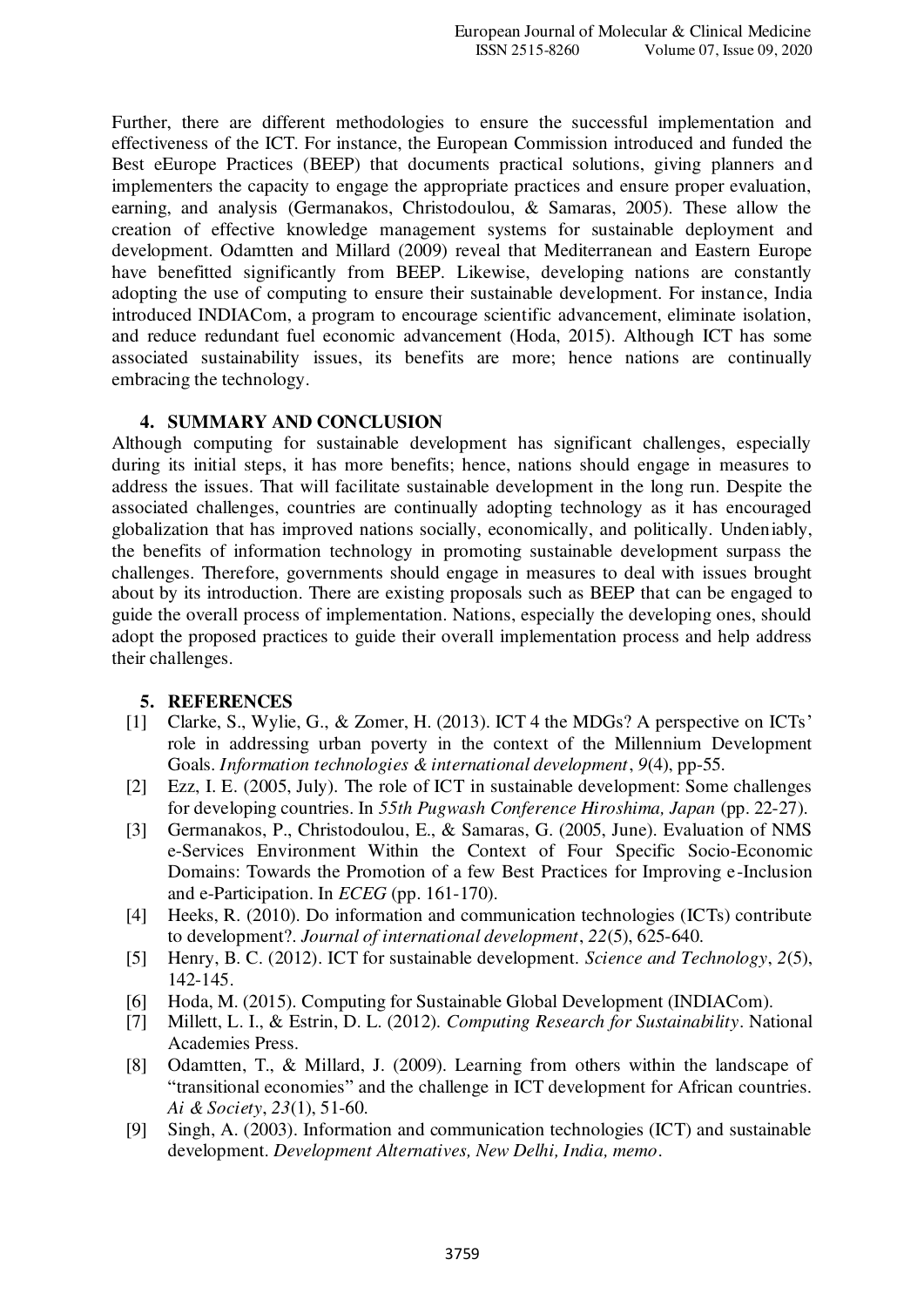Further, there are different methodologies to ensure the successful implementation and effectiveness of the ICT. For instance, the European Commission introduced and funded the Best eEurope Practices (BEEP) that documents practical solutions, giving planners and implementers the capacity to engage the appropriate practices and ensure proper evaluation, earning, and analysis (Germanakos, Christodoulou, & Samaras, 2005). These allow the creation of effective knowledge management systems for sustainable deployment and development. Odamtten and Millard (2009) reveal that Mediterranean and Eastern Europe have benefitted significantly from BEEP. Likewise, developing nations are constantly adopting the use of computing to ensure their sustainable development. For instance, India introduced INDIACom, a program to encourage scientific advancement, eliminate isolation, and reduce redundant fuel economic advancement (Hoda, 2015). Although ICT has some associated sustainability issues, its benefits are more; hence nations are continually embracing the technology.

## 4. SUMMARY AND CONCLUSION

Although computing for sustainable development has significant challenges, especially during its initial steps, it has more benefits; hence, nations should engage in measures to address the issues. That will facilitate sustainable development in the long run. Despite the associated challenges, countries are continually adopting technology as it has encouraged globalization that has improved nations socially, economically, and politically. Undeniably, the benefits of information technology in promoting sustainable development surpass the challenges. Therefore, governments should engage in measures to deal with issues brought about by its introduction. There are existing proposals such as BEEP that can be engaged to guide the overall process of implementation. Nations, especially the developing ones, should adopt the proposed practices to guide their overall implementation process and help address their challenges.

## 5. REFERENCES

[1] Clarke, S., Wylie, G., & Zomer, H. (2013). ICT 4 the MDGs? A perspective on ICTs' role in addressing urban poverty in the context of the Millennium Development Goals. *Information technologies & international development*, *9*(4), pp-55.

[2] Ezz, I. E. (2005, July). The role of ICT in sustainable development: Some challenges for developing countries. In *55th Pugwash Conference Hiroshima, Japan* (pp. 22-27).

[3] Germanakos, P., Christodoulou, E., & Samaras, G. (2005, June). Evaluation of NMS e-Services Environment Within the Context of Four Specific Socio-Economic Domains: Towards the Promotion of a few Best Practices for Improving e-Inclusion and e-Participation. In *ECEG* (pp. 161-170).

[4] Heeks, R. (2010). Do information and communication technologies (ICTs) contribute to development?. *Journal of international development*, *22*(5), 625-640.

[5] Henry, B. C. (2012). ICT for sustainable development. *Science and Technology*, *2*(5), 142-145.

[6] Hoda, M. (2015). Computing for Sustainable Global Development (INDIACom).

[7] Millett, L. I., & Estrin, D. L. (2012). *Computing Research for Sustainability*. National Academies Press.

[8] Odamtten, T., & Millard, J. (2009). Learning from others within the landscape of "transitional economies" and the challenge in ICT development for African countries. *Ai & Society*, *23*(1), 51-60.

[9] Singh, A. (2003). Information and communication technologies (ICT) and sustainable development. *Development Alternatives, New Delhi, India, memo*.